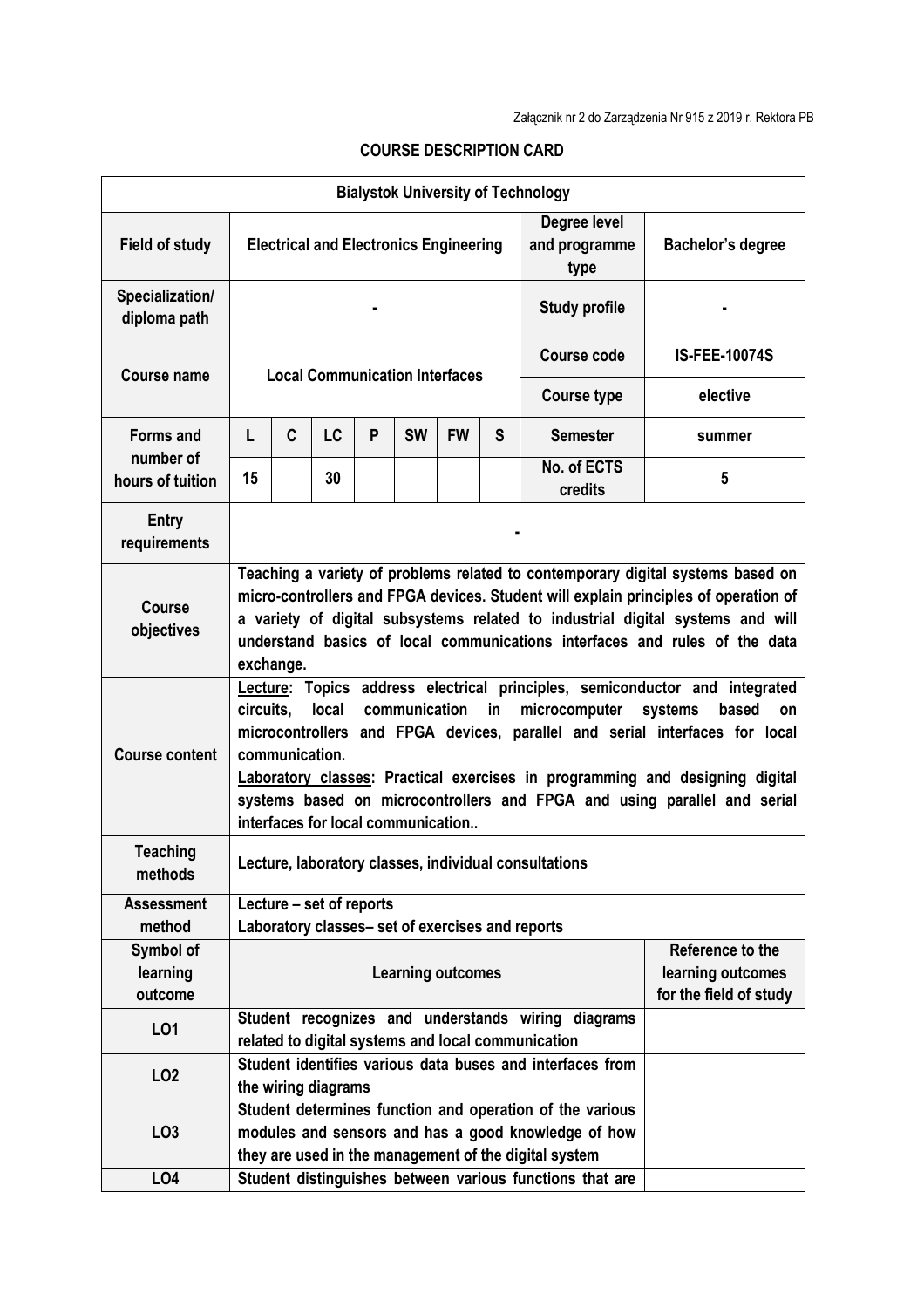Załącznik nr 2 do Zarządzenia Nr 915 z 2019 r. Rektora PB

# COURSE DESCRIPTION CARD

| Bialystok University of Technology | | | | | | | | | |
|---|---|---|---|---|---|---|---|---|---|
| **Field of study** | **Electrical and Electronics Engineering** | | | | | | | **Degree level and programme type** | **Bachelor's degree** |
| **Specialization/ diploma path** | **-** | | | | | | | **Study profile** | **-** |
| **Course name** | **Local Communication Interfaces** | | | | | | | **Course code** | **IS-FEE-10074S** |
| | | | | | | | | **Course type** | **elective** |
| **Forms and number of hours of tuition** | **L** | **C** | **LC** | **P** | **SW** | **FW** | **S** | **Semester** | **summer** |
| | **15** | | **30** | | | | | **No. of ECTS credits** | **5** |
| **Entry requirements** | **-** | | | | | | | | |
| **Course objectives** | **Teaching a variety of problems related to contemporary digital systems based on micro-controllers and FPGA devices. Student will explain principles of operation of a variety of digital subsystems related to industrial digital systems and will understand basics of local communications interfaces and rules of the data exchange.** | | | | | | | | |
| **Course content** | **Lecture: Topics address electrical principles, semiconductor and integrated circuits, local communication in microcomputer systems based on microcontrollers and FPGA devices, parallel and serial interfaces for local communication. Laboratory classes: Practical exercises in programming and designing digital systems based on microcontrollers and FPGA and using parallel and serial interfaces for local communication..** | | | | | | | | |
| **Teaching methods** | **Lecture, laboratory classes, individual consultations** | | | | | | | | |
| **Assessment method** | **Lecture – set of reports Laboratory classes– set of exercises and reports** | | | | | | | | |
| **Symbol of learning outcome** | **Learning outcomes** | | | | | | | | **Reference to the learning outcomes for the field of study** |
| **LO1** | **Student recognizes and understands wiring diagrams related to digital systems and local communication** | | | | | | | | |
| **LO2** | **Student identifies various data buses and interfaces from the wiring diagrams** | | | | | | | | |
| **LO3** | **Student determines function and operation of the various modules and sensors and has a good knowledge of how they are used in the management of the digital system** | | | | | | | | |
| **LO4** | **Student distinguishes between various functions that are** | | | | | | | | |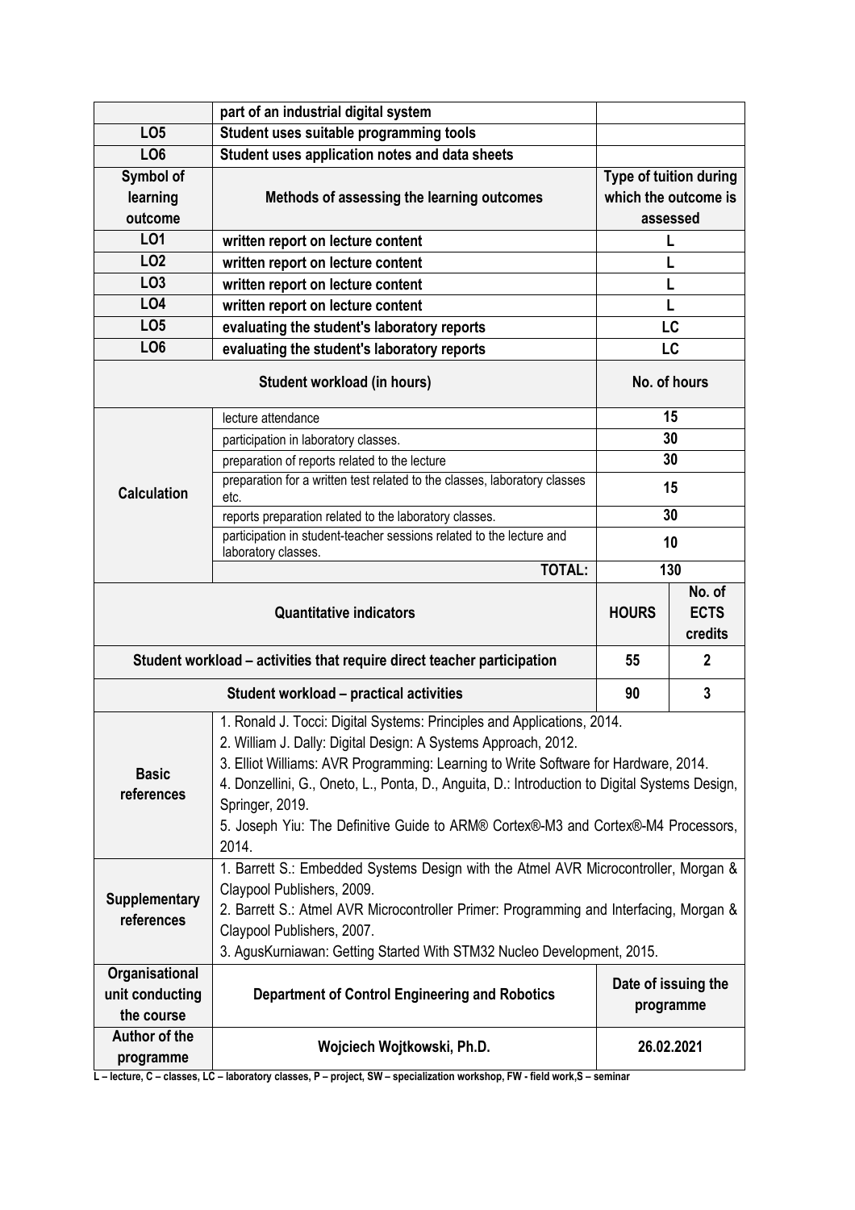| | | | |
|---|---|---|---|
| | part of an industrial digital system | | |
| **LO5** | **Student uses suitable programming tools** | | |
| **LO6** | **Student uses application notes and data sheets** | | |
| **Symbol of learning outcome** | **Methods of assessing the learning outcomes** | **Type of tuition during which the outcome is assessed** | |
| **LO1** | **written report on lecture content** | **L** | |
| **LO2** | **written report on lecture content** | **L** | |
| **LO3** | **written report on lecture content** | **L** | |
| **LO4** | **written report on lecture content** | **L** | |
| **LO5** | **evaluating the student's laboratory reports** | **LC** | |
| **LO6** | **evaluating the student's laboratory reports** | **LC** | |
| **Student workload (in hours)** | | **No. of hours** | |
| **Calculation** | lecture attendance | **15** | |
| | participation in laboratory classes. | **30** | |
| | preparation of reports related to the lecture | **30** | |
| | preparation for a written test related to the classes, laboratory classes etc. | **15** | |
| | reports preparation related to the laboratory classes. | **30** | |
| | participation in student-teacher sessions related to the lecture and laboratory classes. | **10** | |
| | **TOTAL:** | **130** | |
| **Quantitative indicators** | | **HOURS** | **No. of ECTS credits** |
| **Student workload – activities that require direct teacher participation** | | **55** | **2** |
| **Student workload – practical activities** | | **90** | **3** |
| **Basic references** | 1. Ronald J. Tocci: Digital Systems: Principles and Applications, 2014.<br>2. William J. Dally: Digital Design: A Systems Approach, 2012.<br>3. Elliot Williams: AVR Programming: Learning to Write Software for Hardware, 2014.<br>4. Donzellini, G., Oneto, L., Ponta, D., Anguita, D.: Introduction to Digital Systems Design, Springer, 2019.<br>5. Joseph Yiu: The Definitive Guide to ARM® Cortex®-M3 and Cortex®-M4 Processors, 2014. | | |
| **Supplementary references** | 1. Barrett S.: Embedded Systems Design with the Atmel AVR Microcontroller, Morgan & Claypool Publishers, 2009.<br>2. Barrett S.: Atmel AVR Microcontroller Primer: Programming and Interfacing, Morgan & Claypool Publishers, 2007.<br>3. AgusKurniawan: Getting Started With STM32 Nucleo Development, 2015. | | |
| **Organisational unit conducting the course** | **Department of Control Engineering and Robotics** | **Date of issuing the programme** | |
| **Author of the programme** | **Wojciech Wojtkowski, Ph.D.** | **26.02.2021** | |

**L – lecture, C – classes, LC – laboratory classes, P – project, SW – specialization workshop, FW - field work,S – seminar**